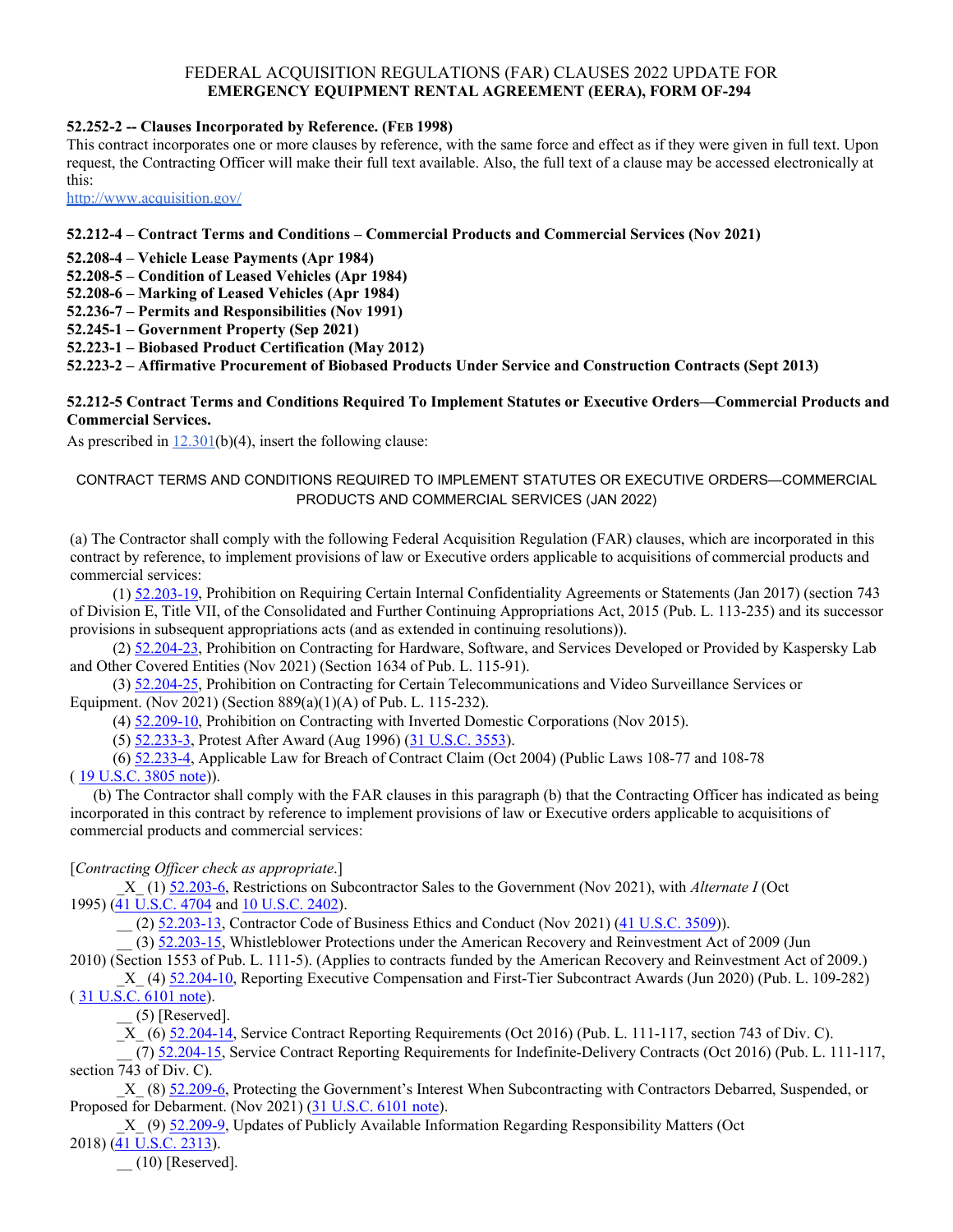# FEDERAL ACQUISITION REGULATIONS (FAR) CLAUSES 2022 UPDATE FOR
## EMERGENCY EQUIPMENT RENTAL AGREEMENT (EERA), FORM OF-294

**52.252-2 -- Clauses Incorporated by Reference. (FEB 1998)**

This contract incorporates one or more clauses by reference, with the same force and effect as if they were given in full text. Upon request, the Contracting Officer will make their full text available. Also, the full text of a clause may be accessed electronically at this:

http://www.acquisition.gov/

**52.212-4 – Contract Terms and Conditions – Commercial Products and Commercial Services (Nov 2021)**

**52.208-4 – Vehicle Lease Payments (Apr 1984)**
**52.208-5 – Condition of Leased Vehicles (Apr 1984)**
**52.208-6 – Marking of Leased Vehicles (Apr 1984)**
**52.236-7 – Permits and Responsibilities (Nov 1991)**
**52.245-1 – Government Property (Sep 2021)**
**52.223-1 – Biobased Product Certification (May 2012)**
**52.223-2 – Affirmative Procurement of Biobased Products Under Service and Construction Contracts (Sept 2013)**

**52.212-5 Contract Terms and Conditions Required To Implement Statutes or Executive Orders—Commercial Products and Commercial Services.**

As prescribed in 12.301(b)(4), insert the following clause:

CONTRACT TERMS AND CONDITIONS REQUIRED TO IMPLEMENT STATUTES OR EXECUTIVE ORDERS—COMMERCIAL PRODUCTS AND COMMERCIAL SERVICES (JAN 2022)

(a) The Contractor shall comply with the following Federal Acquisition Regulation (FAR) clauses, which are incorporated in this contract by reference, to implement provisions of law or Executive orders applicable to acquisitions of commercial products and commercial services:

(1) 52.203-19, Prohibition on Requiring Certain Internal Confidentiality Agreements or Statements (Jan 2017) (section 743 of Division E, Title VII, of the Consolidated and Further Continuing Appropriations Act, 2015 (Pub. L. 113-235) and its successor provisions in subsequent appropriations acts (and as extended in continuing resolutions)).

(2) 52.204-23, Prohibition on Contracting for Hardware, Software, and Services Developed or Provided by Kaspersky Lab and Other Covered Entities (Nov 2021) (Section 1634 of Pub. L. 115-91).

(3) 52.204-25, Prohibition on Contracting for Certain Telecommunications and Video Surveillance Services or Equipment. (Nov 2021) (Section 889(a)(1)(A) of Pub. L. 115-232).

(4) 52.209-10, Prohibition on Contracting with Inverted Domestic Corporations (Nov 2015).

(5) 52.233-3, Protest After Award (Aug 1996) (31 U.S.C. 3553).

(6) 52.233-4, Applicable Law for Breach of Contract Claim (Oct 2004) (Public Laws 108-77 and 108-78 ( 19 U.S.C. 3805 note)).

(b) The Contractor shall comply with the FAR clauses in this paragraph (b) that the Contracting Officer has indicated as being incorporated in this contract by reference to implement provisions of law or Executive orders applicable to acquisitions of commercial products and commercial services:

[*Contracting Officer check as appropriate*.]

_X_ (1) 52.203-6, Restrictions on Subcontractor Sales to the Government (Nov 2021), with *Alternate I* (Oct 1995) (41 U.S.C. 4704 and 10 U.S.C. 2402).

__ (2) 52.203-13, Contractor Code of Business Ethics and Conduct (Nov 2021) (41 U.S.C. 3509)).

__ (3) 52.203-15, Whistleblower Protections under the American Recovery and Reinvestment Act of 2009 (Jun 2010) (Section 1553 of Pub. L. 111-5). (Applies to contracts funded by the American Recovery and Reinvestment Act of 2009.)

_X_ (4) 52.204-10, Reporting Executive Compensation and First-Tier Subcontract Awards (Jun 2020) (Pub. L. 109-282) ( 31 U.S.C. 6101 note).

__ (5) [Reserved].

_X_ (6) 52.204-14, Service Contract Reporting Requirements (Oct 2016) (Pub. L. 111-117, section 743 of Div. C).

__ (7) 52.204-15, Service Contract Reporting Requirements for Indefinite-Delivery Contracts (Oct 2016) (Pub. L. 111-117, section 743 of Div. C).

_X_ (8) 52.209-6, Protecting the Government's Interest When Subcontracting with Contractors Debarred, Suspended, or Proposed for Debarment. (Nov 2021) (31 U.S.C. 6101 note).

_X_ (9) 52.209-9, Updates of Publicly Available Information Regarding Responsibility Matters (Oct 2018) (41 U.S.C. 2313).

__ (10) [Reserved].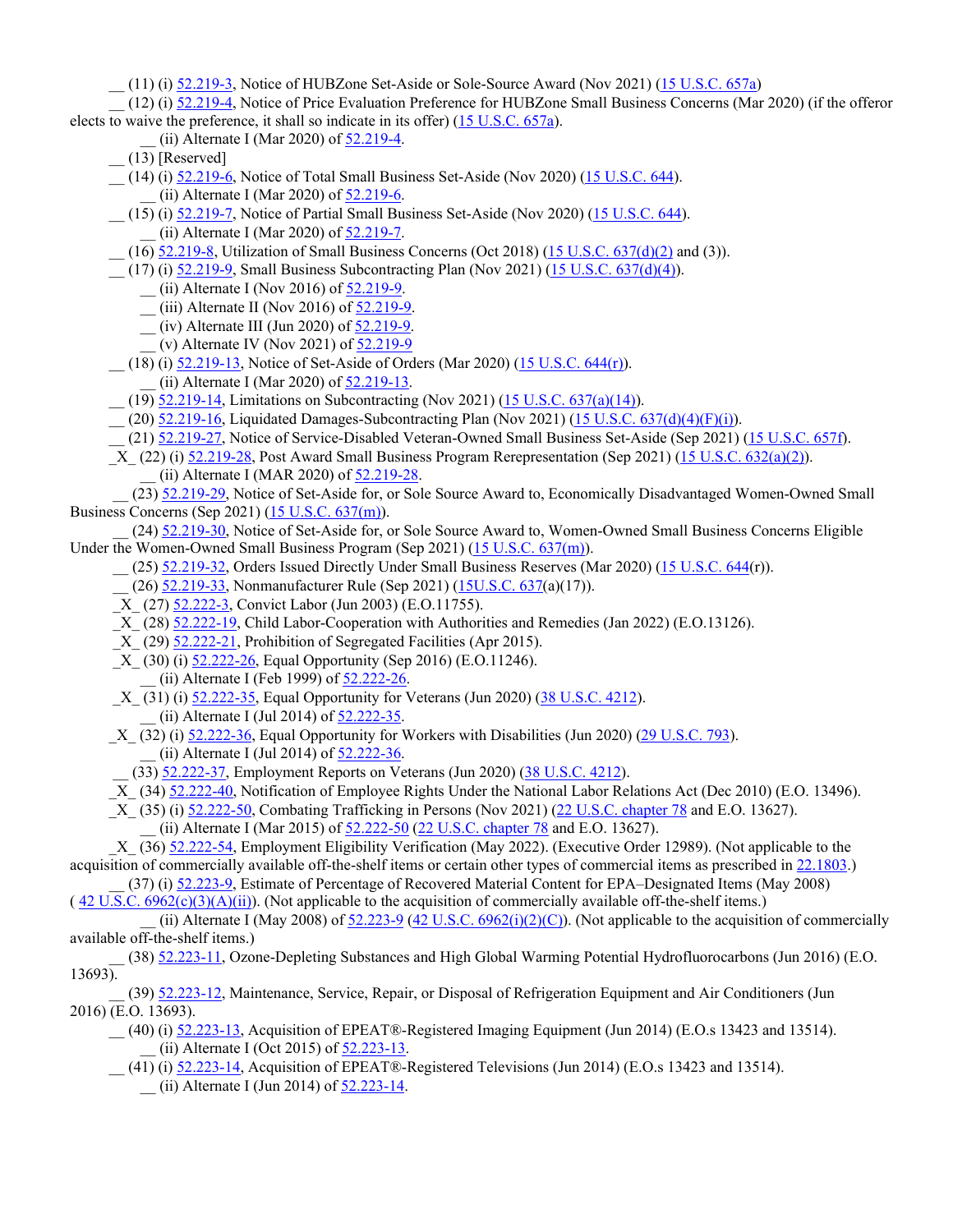__ (11) (i) 52.219-3, Notice of HUBZone Set-Aside or Sole-Source Award (Nov 2021) (15 U.S.C. 657a)

__ (12) (i) 52.219-4, Notice of Price Evaluation Preference for HUBZone Small Business Concerns (Mar 2020) (if the offeror elects to waive the preference, it shall so indicate in its offer) (15 U.S.C. 657a).

__ (ii) Alternate I (Mar 2020) of 52.219-4.

__ (13) [Reserved]

__ (14) (i) 52.219-6, Notice of Total Small Business Set-Aside (Nov 2020) (15 U.S.C. 644).

__ (ii) Alternate I (Mar 2020) of 52.219-6.

__ (15) (i) 52.219-7, Notice of Partial Small Business Set-Aside (Nov 2020) (15 U.S.C. 644).

__ (ii) Alternate I (Mar 2020) of 52.219-7.

__ (16) 52.219-8, Utilization of Small Business Concerns (Oct 2018) (15 U.S.C. 637(d)(2) and (3)).

__ (17) (i) 52.219-9, Small Business Subcontracting Plan (Nov 2021) (15 U.S.C. 637(d)(4)).

__ (ii) Alternate I (Nov 2016) of 52.219-9.

__ (iii) Alternate II (Nov 2016) of 52.219-9.

__ (iv) Alternate III (Jun 2020) of 52.219-9.

__ (v) Alternate IV (Nov 2021) of 52.219-9

__ (18) (i) 52.219-13, Notice of Set-Aside of Orders (Mar 2020) (15 U.S.C. 644(r)).

__ (ii) Alternate I (Mar 2020) of 52.219-13.

__ (19) 52.219-14, Limitations on Subcontracting (Nov 2021) (15 U.S.C. 637(a)(14)).

__ (20) 52.219-16, Liquidated Damages-Subcontracting Plan (Nov 2021) (15 U.S.C. 637(d)(4)(F)(i)).

__ (21) 52.219-27, Notice of Service-Disabled Veteran-Owned Small Business Set-Aside (Sep 2021) (15 U.S.C. 657f).

_X_ (22) (i) 52.219-28, Post Award Small Business Program Rerepresentation (Sep 2021) (15 U.S.C. 632(a)(2)).

__ (ii) Alternate I (MAR 2020) of 52.219-28.

__ (23) 52.219-29, Notice of Set-Aside for, or Sole Source Award to, Economically Disadvantaged Women-Owned Small Business Concerns (Sep 2021) (15 U.S.C. 637(m)).

__ (24) 52.219-30, Notice of Set-Aside for, or Sole Source Award to, Women-Owned Small Business Concerns Eligible Under the Women-Owned Small Business Program (Sep 2021) (15 U.S.C. 637(m)).

__ (25) 52.219-32, Orders Issued Directly Under Small Business Reserves (Mar 2020) (15 U.S.C. 644(r)).

__ (26) 52.219-33, Nonmanufacturer Rule (Sep 2021) (15U.S.C. 637(a)(17)).

_X_ (27) 52.222-3, Convict Labor (Jun 2003) (E.O.11755).

_X_ (28) 52.222-19, Child Labor-Cooperation with Authorities and Remedies (Jan 2022) (E.O.13126).

_X_ (29) 52.222-21, Prohibition of Segregated Facilities (Apr 2015).

_X_ (30) (i) 52.222-26, Equal Opportunity (Sep 2016) (E.O.11246).

__ (ii) Alternate I (Feb 1999) of 52.222-26.

_X_ (31) (i) 52.222-35, Equal Opportunity for Veterans (Jun 2020) (38 U.S.C. 4212).

__ (ii) Alternate I (Jul 2014) of 52.222-35.

_X_ (32) (i) 52.222-36, Equal Opportunity for Workers with Disabilities (Jun 2020) (29 U.S.C. 793).

__ (ii) Alternate I (Jul 2014) of 52.222-36.

__ (33) 52.222-37, Employment Reports on Veterans (Jun 2020) (38 U.S.C. 4212).

_X_ (34) 52.222-40, Notification of Employee Rights Under the National Labor Relations Act (Dec 2010) (E.O. 13496).

_X_ (35) (i) 52.222-50, Combating Trafficking in Persons (Nov 2021) (22 U.S.C. chapter 78 and E.O. 13627).

__ (ii) Alternate I (Mar 2015) of 52.222-50 (22 U.S.C. chapter 78 and E.O. 13627).

_X_ (36) 52.222-54, Employment Eligibility Verification (May 2022). (Executive Order 12989). (Not applicable to the acquisition of commercially available off-the-shelf items or certain other types of commercial items as prescribed in 22.1803.)

__ (37) (i) 52.223-9, Estimate of Percentage of Recovered Material Content for EPA–Designated Items (May 2008) (42 U.S.C. 6962(c)(3)(A)(ii)). (Not applicable to the acquisition of commercially available off-the-shelf items.)

__ (ii) Alternate I (May 2008) of 52.223-9 (42 U.S.C. 6962(i)(2)(C)). (Not applicable to the acquisition of commercially available off-the-shelf items.)

__ (38) 52.223-11, Ozone-Depleting Substances and High Global Warming Potential Hydrofluorocarbons (Jun 2016) (E.O. 13693).

__ (39) 52.223-12, Maintenance, Service, Repair, or Disposal of Refrigeration Equipment and Air Conditioners (Jun 2016) (E.O. 13693).

__ (40) (i) 52.223-13, Acquisition of EPEAT®-Registered Imaging Equipment (Jun 2014) (E.O.s 13423 and 13514).

__ (ii) Alternate I (Oct 2015) of 52.223-13.

__ (41) (i) 52.223-14, Acquisition of EPEAT®-Registered Televisions (Jun 2014) (E.O.s 13423 and 13514).

__ (ii) Alternate I (Jun 2014) of 52.223-14.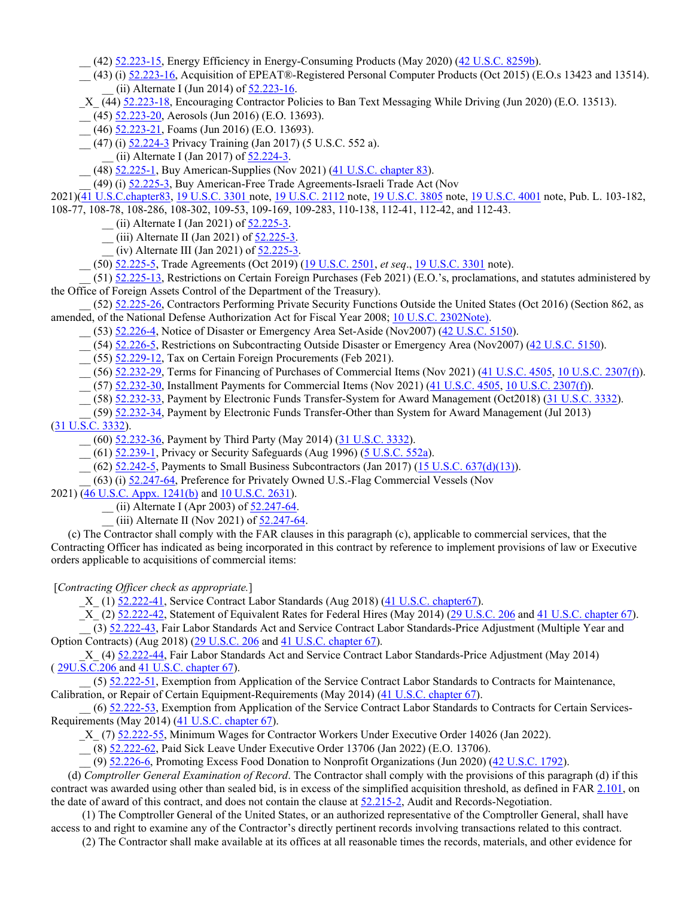__ (42) 52.223-15, Energy Efficiency in Energy-Consuming Products (May 2020) (42 U.S.C. 8259b).

__ (43) (i) 52.223-16, Acquisition of EPEAT®-Registered Personal Computer Products (Oct 2015) (E.O.s 13423 and 13514).

__ (ii) Alternate I (Jun 2014) of 52.223-16.

_X_ (44) 52.223-18, Encouraging Contractor Policies to Ban Text Messaging While Driving (Jun 2020) (E.O. 13513).

__ (45) 52.223-20, Aerosols (Jun 2016) (E.O. 13693).

__ (46) 52.223-21, Foams (Jun 2016) (E.O. 13693).

__ (47) (i) 52.224-3 Privacy Training (Jan 2017) (5 U.S.C. 552 a).

__ (ii) Alternate I (Jan 2017) of 52.224-3.

__ (48) 52.225-1, Buy American-Supplies (Nov 2021) (41 U.S.C. chapter 83).

__ (49) (i) 52.225-3, Buy American-Free Trade Agreements-Israeli Trade Act (Nov 2021)(41 U.S.C.chapter83, 19 U.S.C. 3301 note, 19 U.S.C. 2112 note, 19 U.S.C. 3805 note, 19 U.S.C. 4001 note, Pub. L. 103-182, 108-77, 108-78, 108-286, 108-302, 109-53, 109-169, 109-283, 110-138, 112-41, 112-42, and 112-43.

__ (ii) Alternate I (Jan 2021) of 52.225-3.

__ (iii) Alternate II (Jan 2021) of 52.225-3.

__ (iv) Alternate III (Jan 2021) of 52.225-3.

__ (50) 52.225-5, Trade Agreements (Oct 2019) (19 U.S.C. 2501, *et seq*., 19 U.S.C. 3301 note).

__ (51) 52.225-13, Restrictions on Certain Foreign Purchases (Feb 2021) (E.O.'s, proclamations, and statutes administered by the Office of Foreign Assets Control of the Department of the Treasury).

__ (52) 52.225-26, Contractors Performing Private Security Functions Outside the United States (Oct 2016) (Section 862, as amended, of the National Defense Authorization Act for Fiscal Year 2008; 10 U.S.C. 2302Note).

__ (53) 52.226-4, Notice of Disaster or Emergency Area Set-Aside (Nov2007) (42 U.S.C. 5150).

__ (54) 52.226-5, Restrictions on Subcontracting Outside Disaster or Emergency Area (Nov2007) (42 U.S.C. 5150).

__ (55) 52.229-12, Tax on Certain Foreign Procurements (Feb 2021).

__ (56) 52.232-29, Terms for Financing of Purchases of Commercial Items (Nov 2021) (41 U.S.C. 4505, 10 U.S.C. 2307(f)).

__ (57) 52.232-30, Installment Payments for Commercial Items (Nov 2021) (41 U.S.C. 4505, 10 U.S.C. 2307(f)).

__ (58) 52.232-33, Payment by Electronic Funds Transfer-System for Award Management (Oct2018) (31 U.S.C. 3332).

__ (59) 52.232-34, Payment by Electronic Funds Transfer-Other than System for Award Management (Jul 2013) (31 U.S.C. 3332).

__ (60) 52.232-36, Payment by Third Party (May 2014) (31 U.S.C. 3332).

__ (61) 52.239-1, Privacy or Security Safeguards (Aug 1996) (5 U.S.C. 552a).

__ (62) 52.242-5, Payments to Small Business Subcontractors (Jan 2017) (15 U.S.C. 637(d)(13)).

__ (63) (i) 52.247-64, Preference for Privately Owned U.S.-Flag Commercial Vessels (Nov 2021) (46 U.S.C. Appx. 1241(b) and 10 U.S.C. 2631).

__ (ii) Alternate I (Apr 2003) of 52.247-64.

__ (iii) Alternate II (Nov 2021) of 52.247-64.

(c) The Contractor shall comply with the FAR clauses in this paragraph (c), applicable to commercial services, that the Contracting Officer has indicated as being incorporated in this contract by reference to implement provisions of law or Executive orders applicable to acquisitions of commercial items:

[*Contracting Officer check as appropriate.*]

_X_ (1) 52.222-41, Service Contract Labor Standards (Aug 2018) (41 U.S.C. chapter67).

_X_ (2) 52.222-42, Statement of Equivalent Rates for Federal Hires (May 2014) (29 U.S.C. 206 and 41 U.S.C. chapter 67).

__ (3) 52.222-43, Fair Labor Standards Act and Service Contract Labor Standards-Price Adjustment (Multiple Year and Option Contracts) (Aug 2018) (29 U.S.C. 206 and 41 U.S.C. chapter 67).

_X_ (4) 52.222-44, Fair Labor Standards Act and Service Contract Labor Standards-Price Adjustment (May 2014) ( 29U.S.C.206 and 41 U.S.C. chapter 67).

__ (5) 52.222-51, Exemption from Application of the Service Contract Labor Standards to Contracts for Maintenance, Calibration, or Repair of Certain Equipment-Requirements (May 2014) (41 U.S.C. chapter 67).

__ (6) 52.222-53, Exemption from Application of the Service Contract Labor Standards to Contracts for Certain Services-Requirements (May 2014) (41 U.S.C. chapter 67).

_X_ (7) 52.222-55, Minimum Wages for Contractor Workers Under Executive Order 14026 (Jan 2022).

__ (8) 52.222-62, Paid Sick Leave Under Executive Order 13706 (Jan 2022) (E.O. 13706).

__ (9) 52.226-6, Promoting Excess Food Donation to Nonprofit Organizations (Jun 2020) (42 U.S.C. 1792).

(d) *Comptroller General Examination of Record*. The Contractor shall comply with the provisions of this paragraph (d) if this contract was awarded using other than sealed bid, is in excess of the simplified acquisition threshold, as defined in FAR 2.101, on the date of award of this contract, and does not contain the clause at 52.215-2, Audit and Records-Negotiation.

(1) The Comptroller General of the United States, or an authorized representative of the Comptroller General, shall have access to and right to examine any of the Contractor's directly pertinent records involving transactions related to this contract.

(2) The Contractor shall make available at its offices at all reasonable times the records, materials, and other evidence for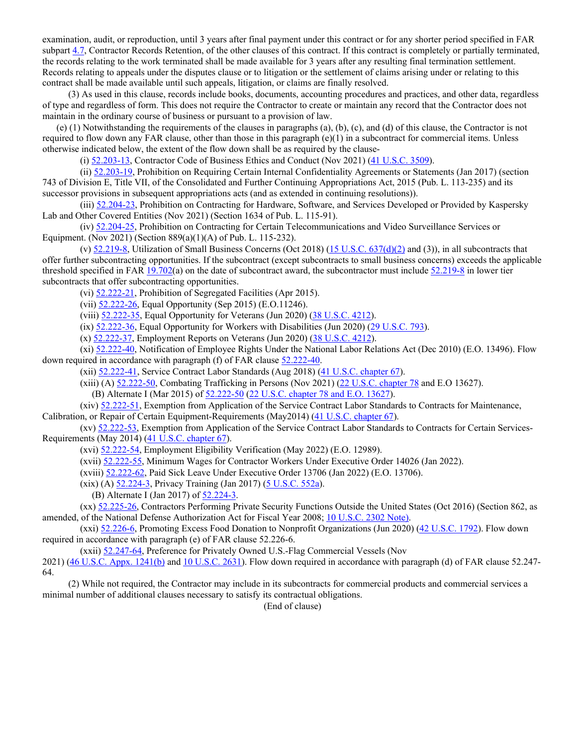examination, audit, or reproduction, until 3 years after final payment under this contract or for any shorter period specified in FAR subpart 4.7, Contractor Records Retention, of the other clauses of this contract. If this contract is completely or partially terminated, the records relating to the work terminated shall be made available for 3 years after any resulting final termination settlement. Records relating to appeals under the disputes clause or to litigation or the settlement of claims arising under or relating to this contract shall be made available until such appeals, litigation, or claims are finally resolved.

(3) As used in this clause, records include books, documents, accounting procedures and practices, and other data, regardless of type and regardless of form. This does not require the Contractor to create or maintain any record that the Contractor does not maintain in the ordinary course of business or pursuant to a provision of law.

(e) (1) Notwithstanding the requirements of the clauses in paragraphs (a), (b), (c), and (d) of this clause, the Contractor is not required to flow down any FAR clause, other than those in this paragraph (e)(1) in a subcontract for commercial items. Unless otherwise indicated below, the extent of the flow down shall be as required by the clause-

(i) 52.203-13, Contractor Code of Business Ethics and Conduct (Nov 2021) (41 U.S.C. 3509).

(ii) 52.203-19, Prohibition on Requiring Certain Internal Confidentiality Agreements or Statements (Jan 2017) (section 743 of Division E, Title VII, of the Consolidated and Further Continuing Appropriations Act, 2015 (Pub. L. 113-235) and its successor provisions in subsequent appropriations acts (and as extended in continuing resolutions)).

(iii) 52.204-23, Prohibition on Contracting for Hardware, Software, and Services Developed or Provided by Kaspersky Lab and Other Covered Entities (Nov 2021) (Section 1634 of Pub. L. 115-91).

(iv) 52.204-25, Prohibition on Contracting for Certain Telecommunications and Video Surveillance Services or Equipment. (Nov 2021) (Section 889(a)(1)(A) of Pub. L. 115-232).

(v) 52.219-8, Utilization of Small Business Concerns (Oct 2018) (15 U.S.C. 637(d)(2) and (3)), in all subcontracts that offer further subcontracting opportunities. If the subcontract (except subcontracts to small business concerns) exceeds the applicable threshold specified in FAR 19.702(a) on the date of subcontract award, the subcontractor must include 52.219-8 in lower tier subcontracts that offer subcontracting opportunities.

(vi) 52.222-21, Prohibition of Segregated Facilities (Apr 2015).

(vii) 52.222-26, Equal Opportunity (Sep 2015) (E.O.11246).

(viii) 52.222-35, Equal Opportunity for Veterans (Jun 2020) (38 U.S.C. 4212).

(ix) 52.222-36, Equal Opportunity for Workers with Disabilities (Jun 2020) (29 U.S.C. 793).

(x) 52.222-37, Employment Reports on Veterans (Jun 2020) (38 U.S.C. 4212).

(xi) 52.222-40, Notification of Employee Rights Under the National Labor Relations Act (Dec 2010) (E.O. 13496). Flow down required in accordance with paragraph (f) of FAR clause 52.222-40.

(xii) 52.222-41, Service Contract Labor Standards (Aug 2018) (41 U.S.C. chapter 67).

(xiii) (A) 52.222-50, Combating Trafficking in Persons (Nov 2021) (22 U.S.C. chapter 78 and E.O 13627).

(B) Alternate I (Mar 2015) of 52.222-50 (22 U.S.C. chapter 78 and E.O. 13627).

(xiv) 52.222-51, Exemption from Application of the Service Contract Labor Standards to Contracts for Maintenance, Calibration, or Repair of Certain Equipment-Requirements (May2014) (41 U.S.C. chapter 67).

(xv) 52.222-53, Exemption from Application of the Service Contract Labor Standards to Contracts for Certain Services-Requirements (May 2014) (41 U.S.C. chapter 67).

(xvi) 52.222-54, Employment Eligibility Verification (May 2022) (E.O. 12989).

(xvii) 52.222-55, Minimum Wages for Contractor Workers Under Executive Order 14026 (Jan 2022).

(xviii) 52.222-62, Paid Sick Leave Under Executive Order 13706 (Jan 2022) (E.O. 13706).

(xix) (A) 52.224-3, Privacy Training (Jan 2017) (5 U.S.C. 552a).

(B) Alternate I (Jan 2017) of 52.224-3.

(xx) 52.225-26, Contractors Performing Private Security Functions Outside the United States (Oct 2016) (Section 862, as amended, of the National Defense Authorization Act for Fiscal Year 2008; 10 U.S.C. 2302 Note).

(xxi) 52.226-6, Promoting Excess Food Donation to Nonprofit Organizations (Jun 2020) (42 U.S.C. 1792). Flow down required in accordance with paragraph (e) of FAR clause 52.226-6.

(xxii) 52.247-64, Preference for Privately Owned U.S.-Flag Commercial Vessels (Nov 2021) (46 U.S.C. Appx. 1241(b) and 10 U.S.C. 2631). Flow down required in accordance with paragraph (d) of FAR clause 52.247-64.

(2) While not required, the Contractor may include in its subcontracts for commercial products and commercial services a minimal number of additional clauses necessary to satisfy its contractual obligations.

(End of clause)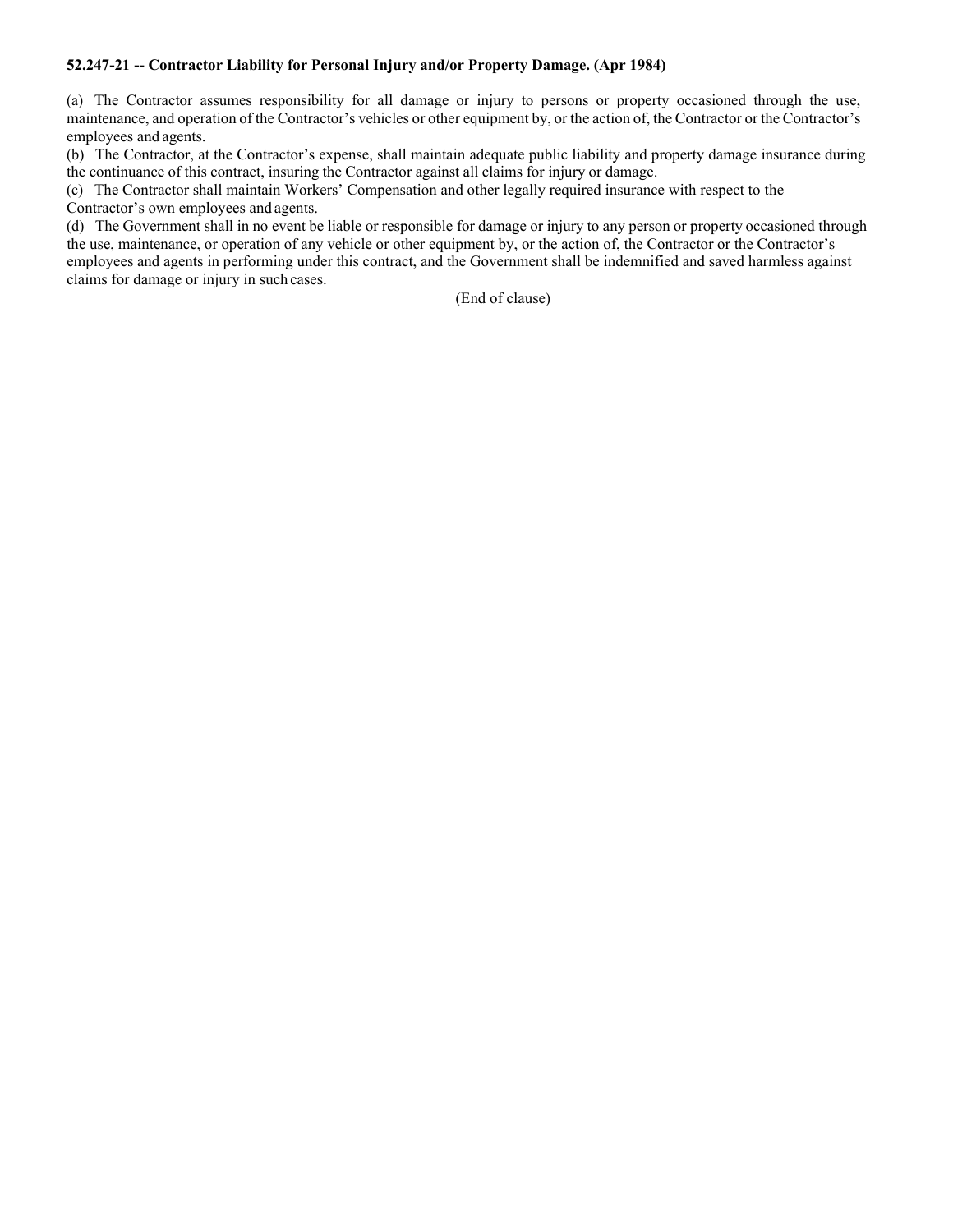**52.247-21 -- Contractor Liability for Personal Injury and/or Property Damage. (Apr 1984)**

(a) The Contractor assumes responsibility for all damage or injury to persons or property occasioned through the use, maintenance, and operation of the Contractor's vehicles or other equipment by, or the action of, the Contractor or the Contractor's employees and agents.

(b) The Contractor, at the Contractor's expense, shall maintain adequate public liability and property damage insurance during the continuance of this contract, insuring the Contractor against all claims for injury or damage.

(c) The Contractor shall maintain Workers' Compensation and other legally required insurance with respect to the Contractor's own employees and agents.

(d) The Government shall in no event be liable or responsible for damage or injury to any person or property occasioned through the use, maintenance, or operation of any vehicle or other equipment by, or the action of, the Contractor or the Contractor's employees and agents in performing under this contract, and the Government shall be indemnified and saved harmless against claims for damage or injury in such cases.

(End of clause)